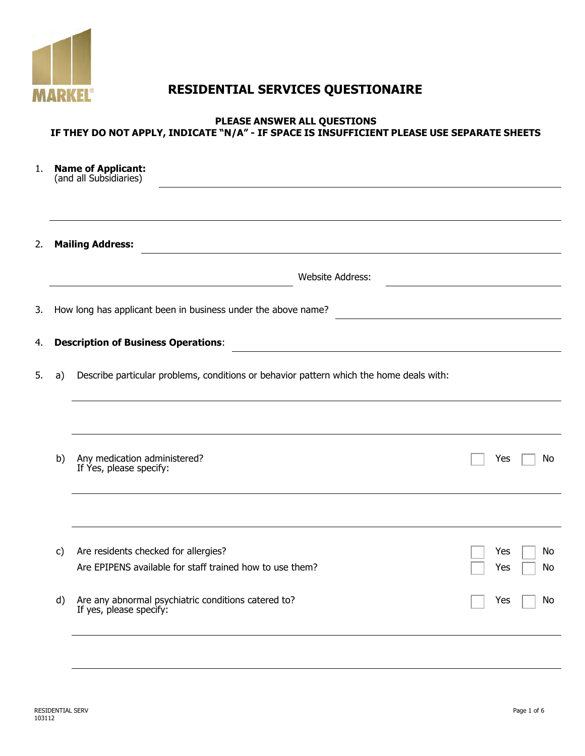MARKEL

# RESIDENTIAL SERVICES QUESTIONAIRE

**PLEASE ANSWER ALL QUESTIONS**
**IF THEY DO NOT APPLY, INDICATE "N/A" - IF SPACE IS INSUFFICIENT PLEASE USE SEPARATE SHEETS**

1. **Name of Applicant:** (and all Subsidiaries) ____________________

2. **Mailing Address:** ____________________
   ____________________ Website Address: ____________________

3. How long has applicant been in business under the above name? ____________________

4. **Description of Business Operations**: ____________________

5. a) Describe particular problems, conditions or behavior pattern which the home deals with:
   ____________________
   ____________________

   b) Any medication administered? ☐ Yes ☐ No
   If Yes, please specify:
   ____________________
   ____________________

   c) Are residents checked for allergies? ☐ Yes ☐ No
   Are EPIPENS available for staff trained how to use them? ☐ Yes ☐ No

   d) Are any abnormal psychiatric conditions catered to? ☐ Yes ☐ No
   If yes, please specify:
   ____________________
   ____________________

RESIDENTIAL SERV
103112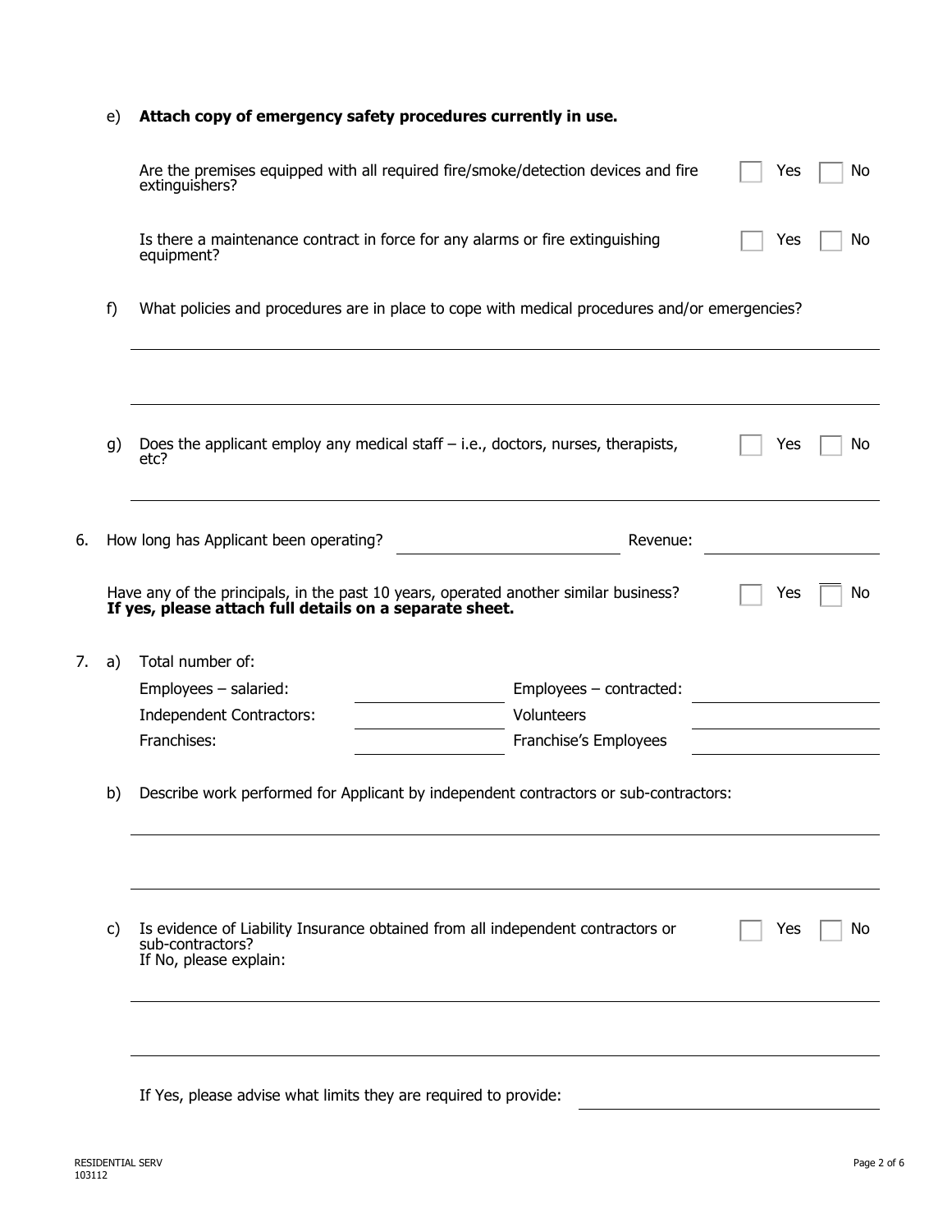e) **Attach copy of emergency safety procedures currently in use.**

Are the premises equipped with all required fire/smoke/detection devices and fire extinguishers? ☐ Yes ☐ No

Is there a maintenance contract in force for any alarms or fire extinguishing equipment? ☐ Yes ☐ No

f) What policies and procedures are in place to cope with medical procedures and/or emergencies?

\_\_\_\_\_\_\_\_\_\_\_\_\_\_\_\_\_\_\_\_\_\_\_\_\_\_\_\_\_\_\_\_\_\_\_\_\_\_\_\_

\_\_\_\_\_\_\_\_\_\_\_\_\_\_\_\_\_\_\_\_\_\_\_\_\_\_\_\_\_\_\_\_\_\_\_\_\_\_\_\_

g) Does the applicant employ any medical staff – i.e., doctors, nurses, therapists, etc? ☐ Yes ☐ No

\_\_\_\_\_\_\_\_\_\_\_\_\_\_\_\_\_\_\_\_\_\_\_\_\_\_\_\_\_\_\_\_\_\_\_\_\_\_\_\_

6. How long has Applicant been operating? \_\_\_\_\_\_\_\_\_\_\_\_\_\_\_\_ Revenue: \_\_\_\_\_\_\_\_\_\_\_\_\_\_\_\_

Have any of the principals, in the past 10 years, operated another similar business? ☐ Yes ☐ No
**If yes, please attach full details on a separate sheet.**

7. a) Total number of:

| | | | |
|---|---|---|---|
| Employees – salaried: | | Employees – contracted: | |
| Independent Contractors: | | Volunteers | |
| Franchises: | | Franchise's Employees | |

b) Describe work performed for Applicant by independent contractors or sub-contractors:

\_\_\_\_\_\_\_\_\_\_\_\_\_\_\_\_\_\_\_\_\_\_\_\_\_\_\_\_\_\_\_\_\_\_\_\_\_\_\_\_

\_\_\_\_\_\_\_\_\_\_\_\_\_\_\_\_\_\_\_\_\_\_\_\_\_\_\_\_\_\_\_\_\_\_\_\_\_\_\_\_

c) Is evidence of Liability Insurance obtained from all independent contractors or sub-contractors? ☐ Yes ☐ No
If No, please explain:

\_\_\_\_\_\_\_\_\_\_\_\_\_\_\_\_\_\_\_\_\_\_\_\_\_\_\_\_\_\_\_\_\_\_\_\_\_\_\_\_

\_\_\_\_\_\_\_\_\_\_\_\_\_\_\_\_\_\_\_\_\_\_\_\_\_\_\_\_\_\_\_\_\_\_\_\_\_\_\_\_

If Yes, please advise what limits they are required to provide: \_\_\_\_\_\_\_\_\_\_\_\_\_\_\_\_

RESIDENTIAL SERV
103112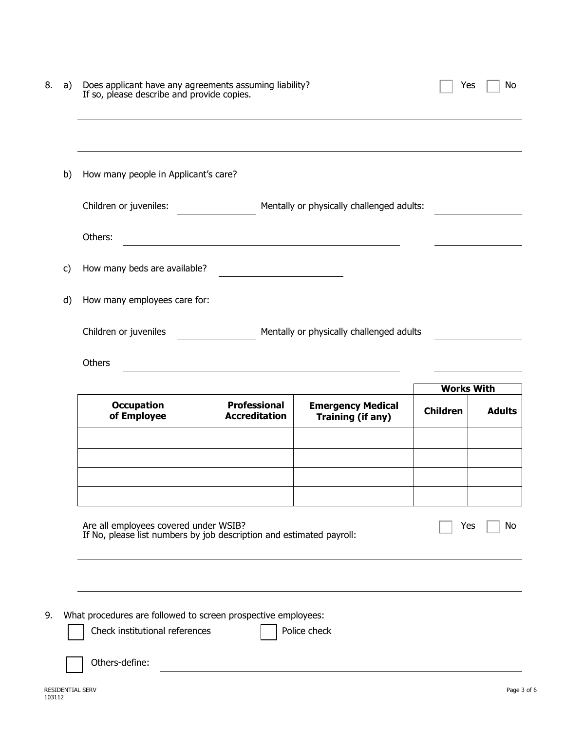8\. a) Does applicant have any agreements assuming liability? ☐ Yes ☐ No
If so, please describe and provide copies.

\_\_\_\_\_\_\_\_\_\_\_\_\_\_\_\_\_\_\_\_\_\_\_\_\_\_\_\_\_\_\_\_\_\_\_\_\_\_\_\_\_\_\_\_\_\_\_\_\_\_\_\_\_\_\_\_\_\_\_\_\_\_\_\_\_\_\_\_\_\_\_\_

\_\_\_\_\_\_\_\_\_\_\_\_\_\_\_\_\_\_\_\_\_\_\_\_\_\_\_\_\_\_\_\_\_\_\_\_\_\_\_\_\_\_\_\_\_\_\_\_\_\_\_\_\_\_\_\_\_\_\_\_\_\_\_\_\_\_\_\_\_\_\_\_

b) How many people in Applicant's care?

Children or juveniles: \_\_\_\_\_\_\_\_\_\_ Mentally or physically challenged adults: \_\_\_\_\_\_\_\_\_\_

Others: \_\_\_\_\_\_\_\_\_\_\_\_\_\_\_\_\_\_\_\_\_\_\_\_\_\_\_\_\_\_\_\_\_\_\_\_ \_\_\_\_\_\_\_\_\_\_

c) How many beds are available? \_\_\_\_\_\_\_\_\_\_\_\_\_\_\_

d) How many employees care for:

Children or juveniles \_\_\_\_\_\_\_\_\_\_ Mentally or physically challenged adults \_\_\_\_\_\_\_\_\_\_

Others \_\_\_\_\_\_\_\_\_\_\_\_\_\_\_\_\_\_\_\_\_\_\_\_\_\_\_\_\_\_\_\_\_\_\_\_ \_\_\_\_\_\_\_\_\_\_

| | | | Works With | |
|---|---|---|---|---|
| **Occupation of Employee** | **Professional Accreditation** | **Emergency Medical Training (if any)** | **Children** | **Adults** |
| | | | | |
| | | | | |
| | | | | |
| | | | | |

Are all employees covered under WSIB? ☐ Yes ☐ No
If No, please list numbers by job description and estimated payroll:

\_\_\_\_\_\_\_\_\_\_\_\_\_\_\_\_\_\_\_\_\_\_\_\_\_\_\_\_\_\_\_\_\_\_\_\_\_\_\_\_\_\_\_\_\_\_\_\_\_\_\_\_\_\_\_\_\_\_\_\_\_\_\_\_\_\_\_\_\_\_\_\_

\_\_\_\_\_\_\_\_\_\_\_\_\_\_\_\_\_\_\_\_\_\_\_\_\_\_\_\_\_\_\_\_\_\_\_\_\_\_\_\_\_\_\_\_\_\_\_\_\_\_\_\_\_\_\_\_\_\_\_\_\_\_\_\_\_\_\_\_\_\_\_\_

9\. What procedures are followed to screen prospective employees:

☐ Check institutional references ☐ Police check

☐ Others-define: \_\_\_\_\_\_\_\_\_\_\_\_\_\_\_\_\_\_\_\_\_\_\_\_\_\_\_\_\_\_\_\_\_\_\_\_\_\_\_\_\_\_\_\_\_\_\_\_

RESIDENTIAL SERV
103112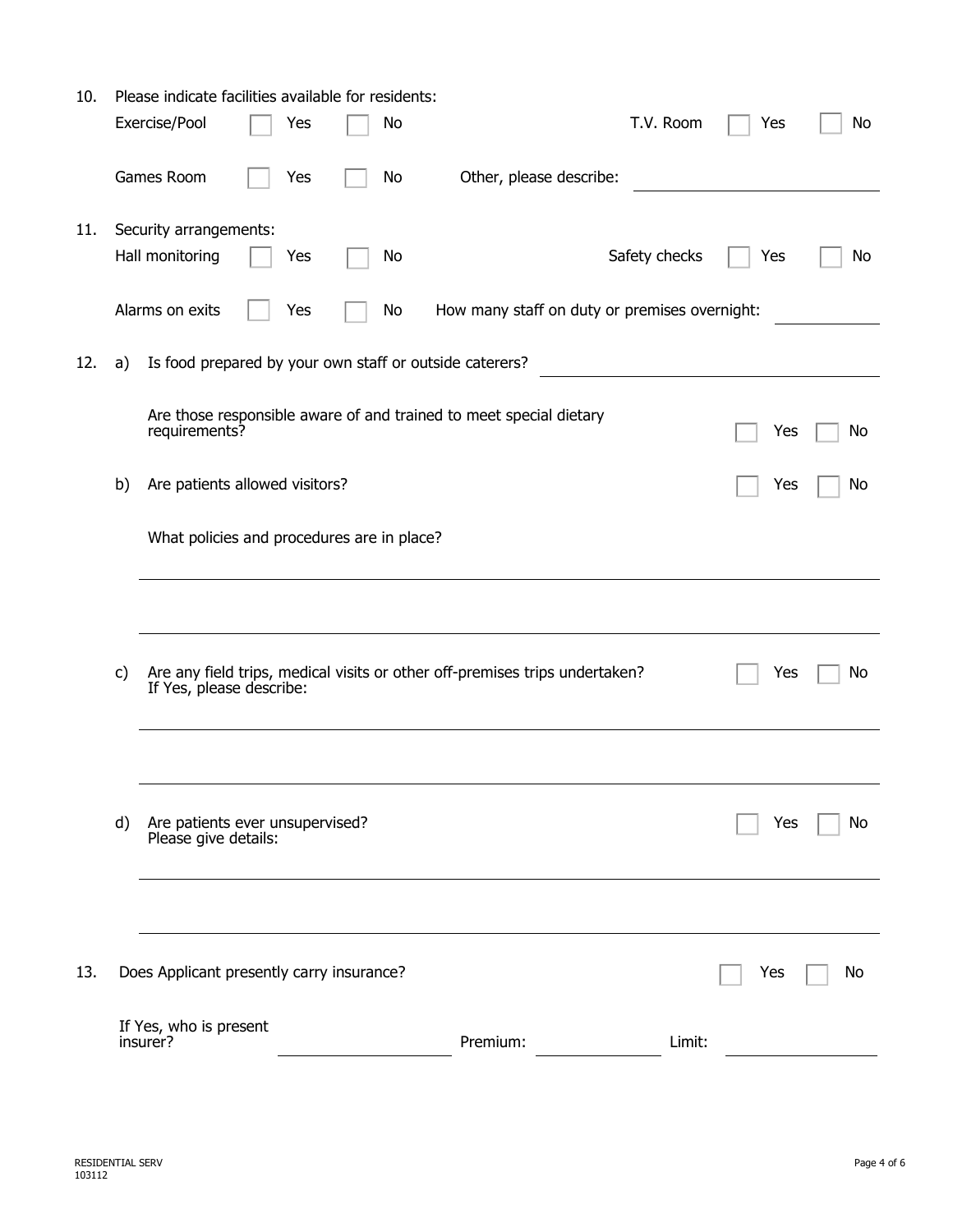10. Please indicate facilities available for residents:

Exercise/Pool ☐ Yes ☐ No T.V. Room ☐ Yes ☐ No

Games Room ☐ Yes ☐ No Other, please describe: ____________________

11. Security arrangements:

Hall monitoring ☐ Yes ☐ No Safety checks ☐ Yes ☐ No

Alarms on exits ☐ Yes ☐ No How many staff on duty or premises overnight: __________

12. a) Is food prepared by your own staff or outside caterers? ____________________

Are those responsible aware of and trained to meet special dietary requirements? ☐ Yes ☐ No

b) Are patients allowed visitors? ☐ Yes ☐ No

What policies and procedures are in place?

______________________________________________________________________

______________________________________________________________________

c) Are any field trips, medical visits or other off-premises trips undertaken? ☐ Yes ☐ No
If Yes, please describe:

______________________________________________________________________

______________________________________________________________________

d) Are patients ever unsupervised? ☐ Yes ☐ No
Please give details:

______________________________________________________________________

______________________________________________________________________

13. Does Applicant presently carry insurance? ☐ Yes ☐ No

If Yes, who is present insurer? ____________________ Premium: ______________ Limit: ______________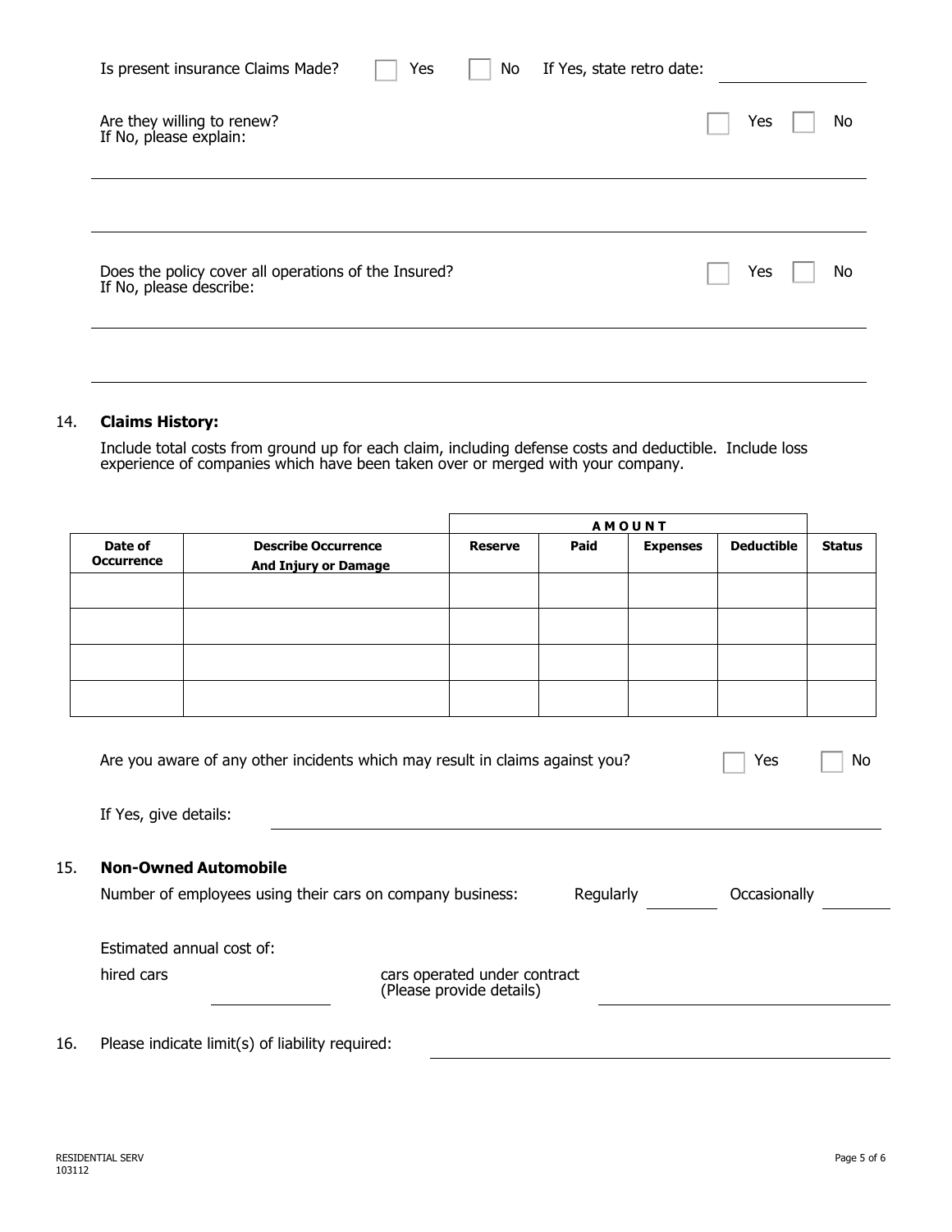Is present insurance Claims Made? ☐ Yes ☐ No If Yes, state retro date: ____________

Are they willing to renew? ☐ Yes ☐ No
If No, please explain:

______________________________________________________________________________

______________________________________________________________________________

Does the policy cover all operations of the Insured? ☐ Yes ☐ No
If No, please describe:

______________________________________________________________________________

______________________________________________________________________________

14. **Claims History:**

Include total costs from ground up for each claim, including defense costs and deductible. Include loss experience of companies which have been taken over or merged with your company.

| | | **AMOUNT** | | | | |
|---|---|---|---|---|---|---|
| **Date of Occurrence** | **Describe Occurrence And Injury or Damage** | **Reserve** | **Paid** | **Expenses** | **Deductible** | **Status** |
| | | | | | | |
| | | | | | | |
| | | | | | | |
| | | | | | | |

Are you aware of any other incidents which may result in claims against you? ☐ Yes ☐ No

If Yes, give details: ______________________________________________

15. **Non-Owned Automobile**

Number of employees using their cars on company business: Regularly ________ Occasionally ________

Estimated annual cost of:

hired cars ____________ cars operated under contract (Please provide details) ____________________

16. Please indicate limit(s) of liability required: ______________________________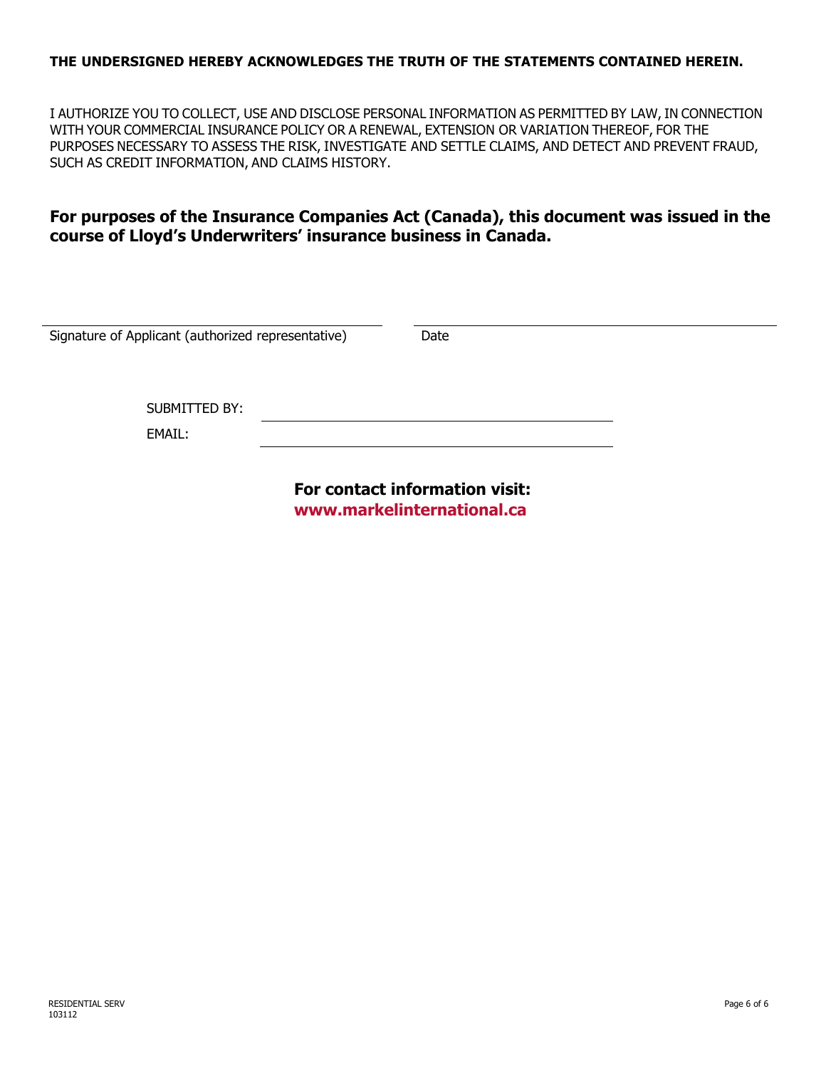**THE UNDERSIGNED HEREBY ACKNOWLEDGES THE TRUTH OF THE STATEMENTS CONTAINED HEREIN.**

I AUTHORIZE YOU TO COLLECT, USE AND DISCLOSE PERSONAL INFORMATION AS PERMITTED BY LAW, IN CONNECTION WITH YOUR COMMERCIAL INSURANCE POLICY OR A RENEWAL, EXTENSION OR VARIATION THEREOF, FOR THE PURPOSES NECESSARY TO ASSESS THE RISK, INVESTIGATE AND SETTLE CLAIMS, AND DETECT AND PREVENT FRAUD, SUCH AS CREDIT INFORMATION, AND CLAIMS HISTORY.

**For purposes of the Insurance Companies Act (Canada), this document was issued in the course of Lloyd's Underwriters' insurance business in Canada.**

______________________________ ______________________________

Signature of Applicant (authorized representative) Date

SUBMITTED BY: ______________________________

EMAIL: ______________________________

**For contact information visit:**
**www.markelinternational.ca**

RESIDENTIAL SERV
103112